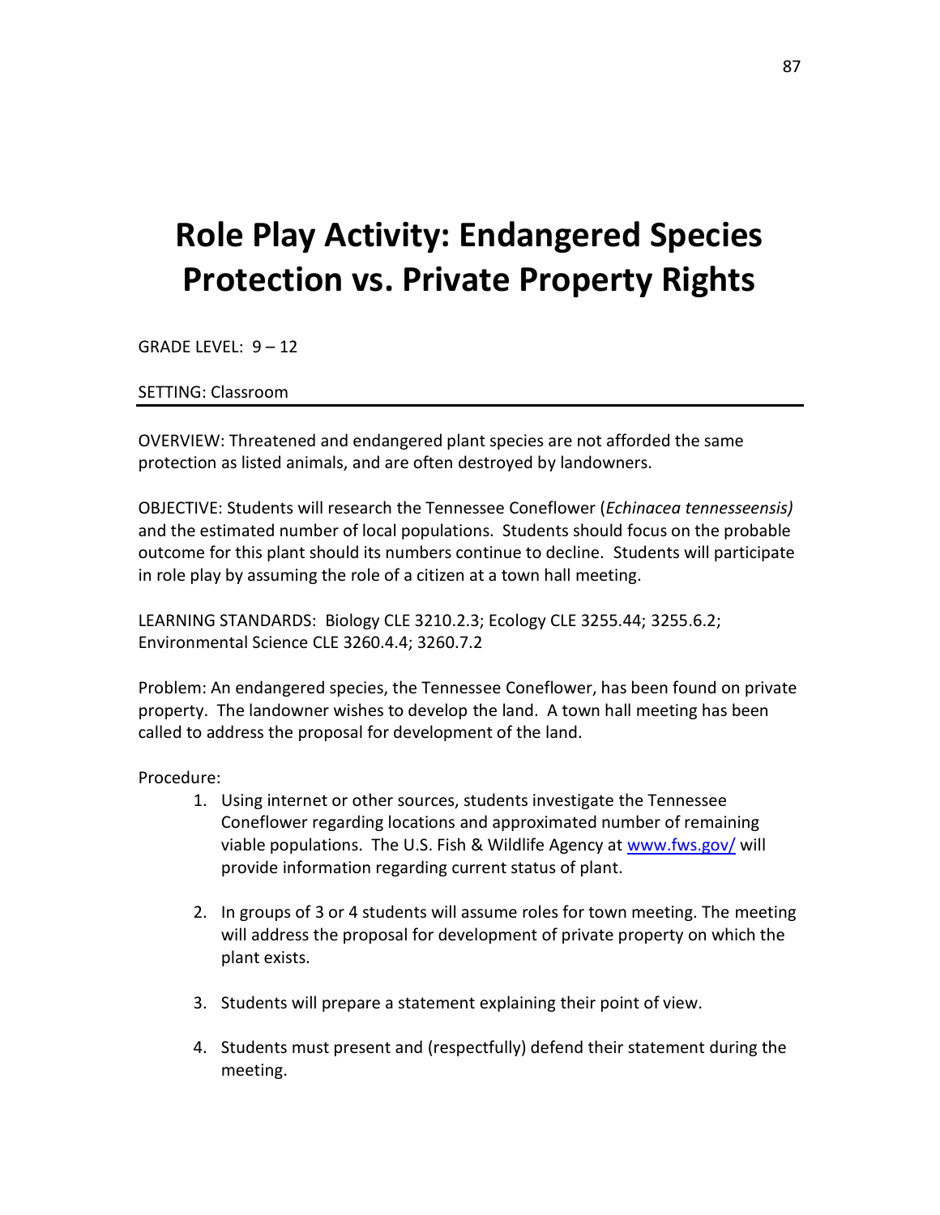# Role Play Activity: Endangered Species Protection vs. Private Property Rights

GRADE LEVEL: 9 – 12

SETTING: Classroom

---

OVERVIEW: Threatened and endangered plant species are not afforded the same protection as listed animals, and are often destroyed by landowners.

OBJECTIVE: Students will research the Tennessee Coneflower (*Echinacea tennesseensis)* and the estimated number of local populations. Students should focus on the probable outcome for this plant should its numbers continue to decline. Students will participate in role play by assuming the role of a citizen at a town hall meeting.

LEARNING STANDARDS: Biology CLE 3210.2.3; Ecology CLE 3255.44; 3255.6.2; Environmental Science CLE 3260.4.4; 3260.7.2

Problem: An endangered species, the Tennessee Coneflower, has been found on private property. The landowner wishes to develop the land. A town hall meeting has been called to address the proposal for development of the land.

Procedure:

1. Using internet or other sources, students investigate the Tennessee Coneflower regarding locations and approximated number of remaining viable populations. The U.S. Fish & Wildlife Agency at [www.fws.gov/](http://www.fws.gov/) will provide information regarding current status of plant.

2. In groups of 3 or 4 students will assume roles for town meeting. The meeting will address the proposal for development of private property on which the plant exists.

3. Students will prepare a statement explaining their point of view.

4. Students must present and (respectfully) defend their statement during the meeting.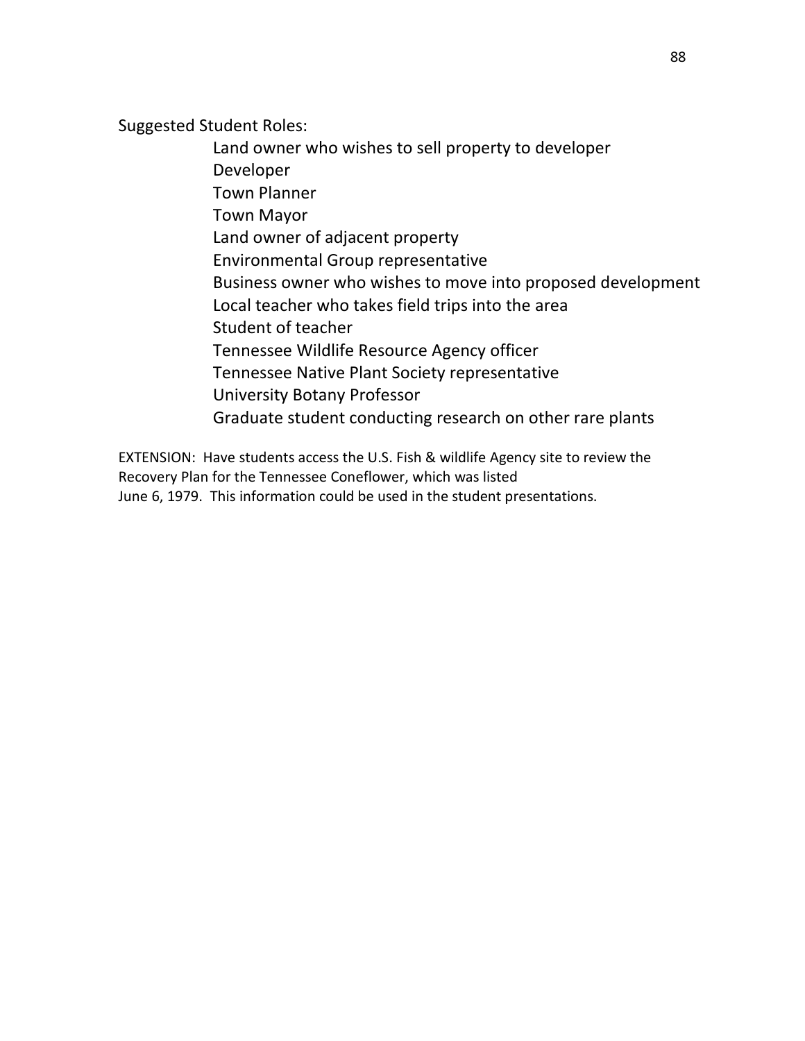Suggested Student Roles:

- Land owner who wishes to sell property to developer
- Developer
- Town Planner
- Town Mayor
- Land owner of adjacent property
- Environmental Group representative
- Business owner who wishes to move into proposed development
- Local teacher who takes field trips into the area
- Student of teacher
- Tennessee Wildlife Resource Agency officer
- Tennessee Native Plant Society representative
- University Botany Professor
- Graduate student conducting research on other rare plants

EXTENSION: Have students access the U.S. Fish & wildlife Agency site to review the Recovery Plan for the Tennessee Coneflower, which was listed June 6, 1979. This information could be used in the student presentations.